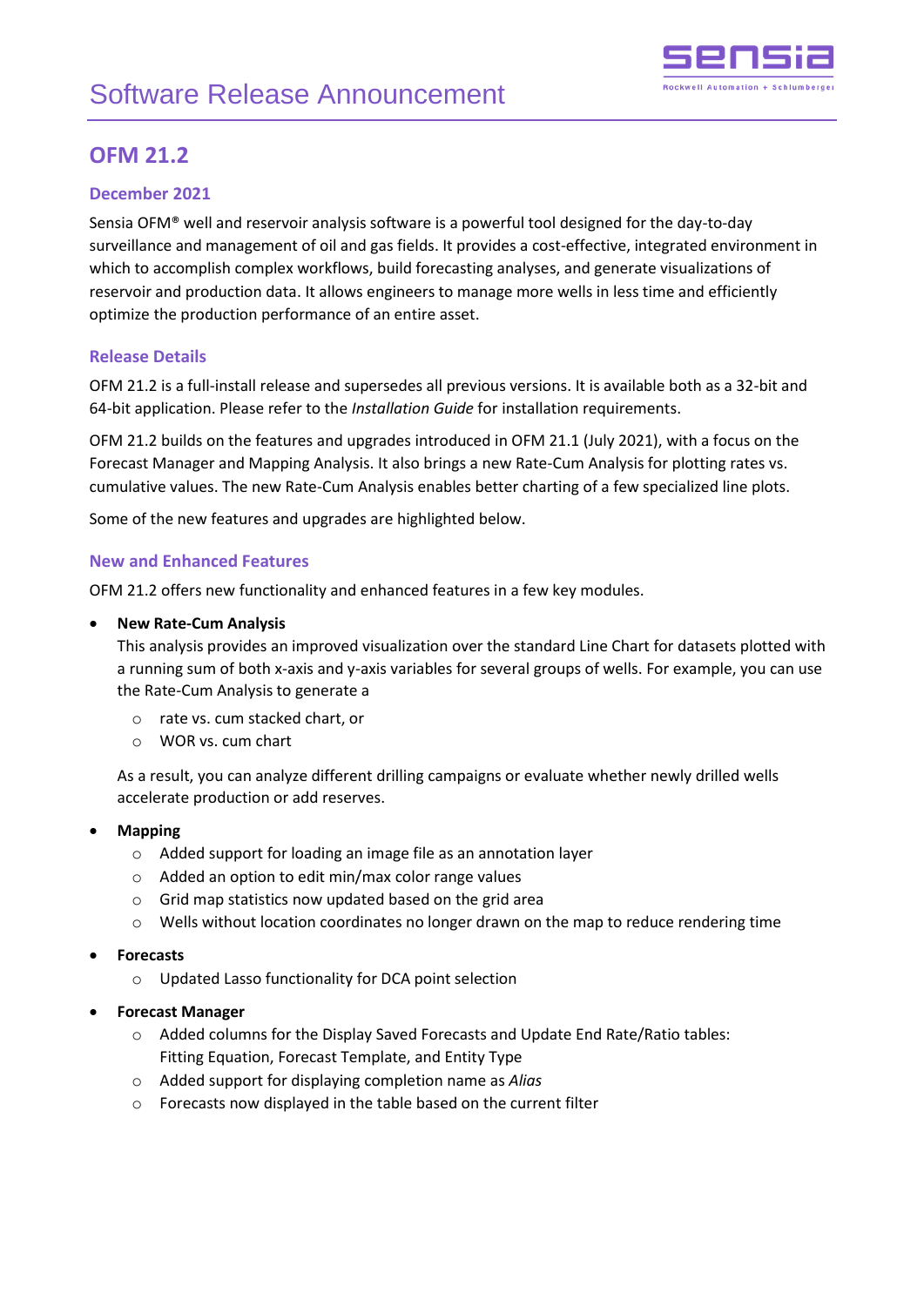# Software Release Announcement

## OFM 21.2

### December 2021

Sensia OFM® well and reservoir analysis software is a powerful tool designed for the day-to-day surveillance and management of oil and gas fields. It provides a cost-effective, integrated environment in which to accomplish complex workflows, build forecasting analyses, and generate visualizations of reservoir and production data. It allows engineers to manage more wells in less time and efficiently optimize the production performance of an entire asset.

### Release Details

OFM 21.2 is a full-install release and supersedes all previous versions. It is available both as a 32-bit and 64-bit application. Please refer to the *Installation Guide* for installation requirements.

OFM 21.2 builds on the features and upgrades introduced in OFM 21.1 (July 2021), with a focus on the Forecast Manager and Mapping Analysis. It also brings a new Rate-Cum Analysis for plotting rates vs. cumulative values. The new Rate-Cum Analysis enables better charting of a few specialized line plots.

Some of the new features and upgrades are highlighted below.

### New and Enhanced Features

OFM 21.2 offers new functionality and enhanced features in a few key modules.

- **New Rate-Cum Analysis**
  This analysis provides an improved visualization over the standard Line Chart for datasets plotted with a running sum of both x-axis and y-axis variables for several groups of wells. For example, you can use the Rate-Cum Analysis to generate a
  - rate vs. cum stacked chart, or
  - WOR vs. cum chart

  As a result, you can analyze different drilling campaigns or evaluate whether newly drilled wells accelerate production or add reserves.

- **Mapping**
  - Added support for loading an image file as an annotation layer
  - Added an option to edit min/max color range values
  - Grid map statistics now updated based on the grid area
  - Wells without location coordinates no longer drawn on the map to reduce rendering time

- **Forecasts**
  - Updated Lasso functionality for DCA point selection

- **Forecast Manager**
  - Added columns for the Display Saved Forecasts and Update End Rate/Ratio tables: Fitting Equation, Forecast Template, and Entity Type
  - Added support for displaying completion name as *Alias*
  - Forecasts now displayed in the table based on the current filter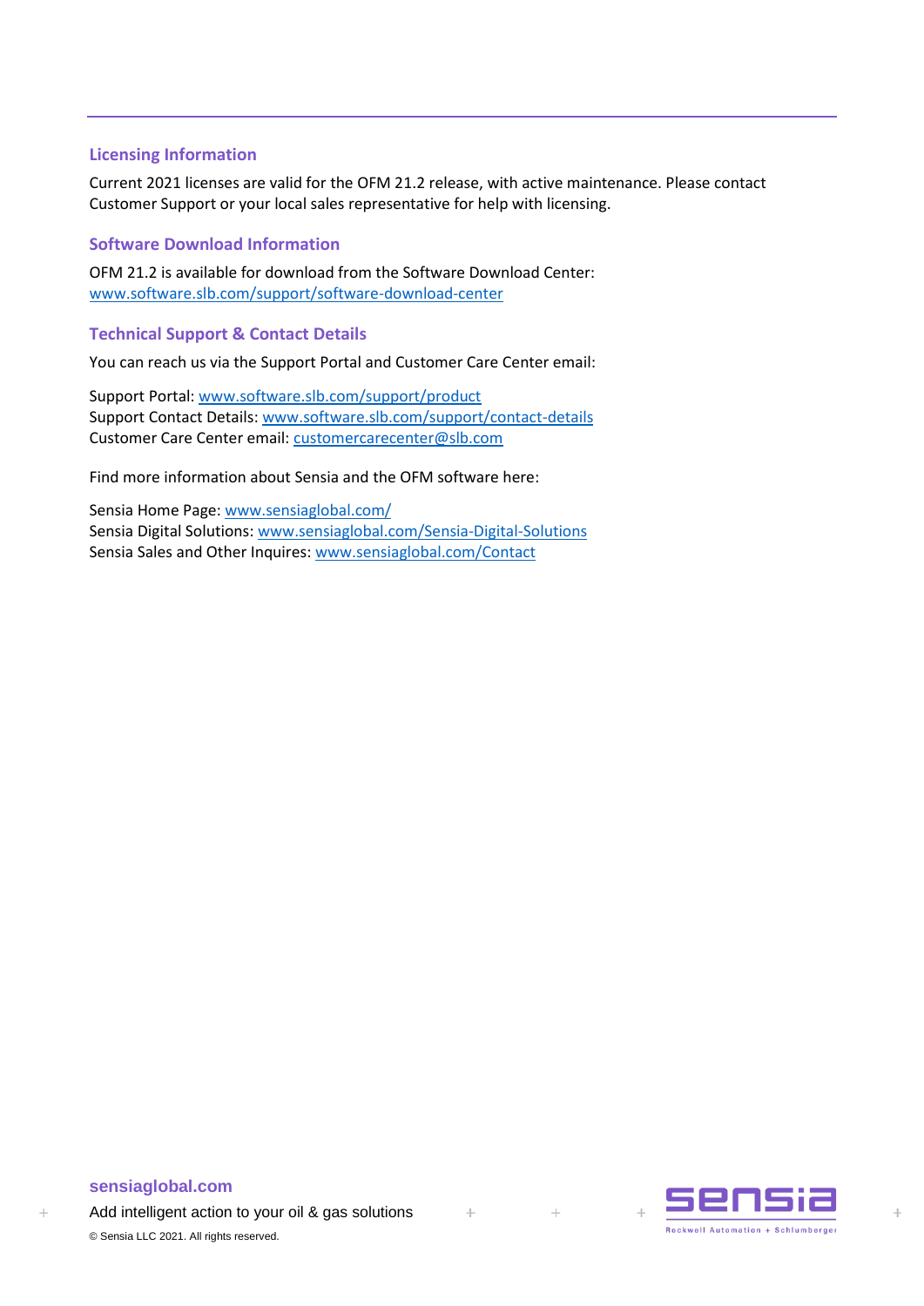## Licensing Information

Current 2021 licenses are valid for the OFM 21.2 release, with active maintenance. Please contact Customer Support or your local sales representative for help with licensing.

## Software Download Information

OFM 21.2 is available for download from the Software Download Center:
www.software.slb.com/support/software-download-center

## Technical Support & Contact Details

You can reach us via the Support Portal and Customer Care Center email:

Support Portal: www.software.slb.com/support/product
Support Contact Details: www.software.slb.com/support/contact-details
Customer Care Center email: customercarecenter@slb.com

Find more information about Sensia and the OFM software here:

Sensia Home Page: www.sensiaglobal.com/
Sensia Digital Solutions: www.sensiaglobal.com/Sensia-Digital-Solutions
Sensia Sales and Other Inquires: www.sensiaglobal.com/Contact

**sensiaglobal.com**

Add intelligent action to your oil & gas solutions

© Sensia LLC 2021. All rights reserved.

sensia
Rockwell Automation + Schlumberger